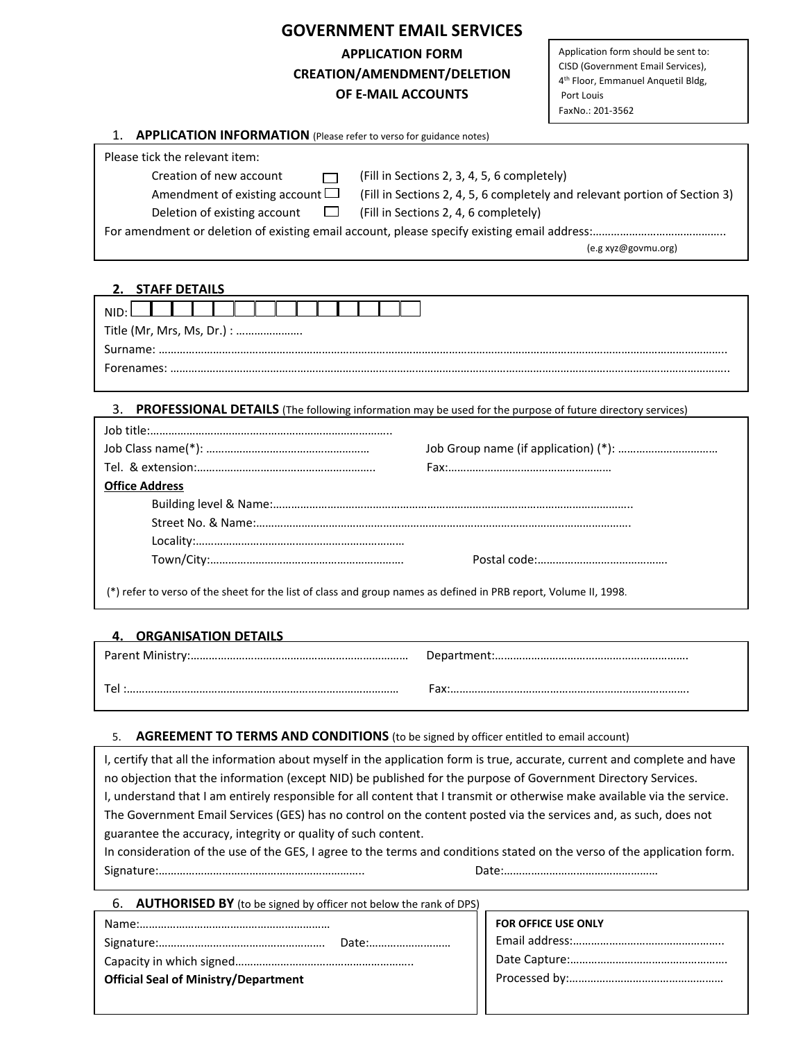# GOVERNMENT EMAIL SERVICES

**APPLICATION FORM**
**CREATION/AMENDMENT/DELETION**
**OF E-MAIL ACCOUNTS**

Application form should be sent to:
CISD (Government Email Services),
4th Floor, Emmanuel Anquetil Bldg,
Port Louis
FaxNo.: 201-3562

## 1. APPLICATION INFORMATION (Please refer to verso for guidance notes)

Please tick the relevant item:

- Creation of new account ☐ (Fill in Sections 2, 3, 4, 5, 6 completely)
- Amendment of existing account ☐ (Fill in Sections 2, 4, 5, 6 completely and relevant portion of Section 3)
- Deletion of existing account ☐ (Fill in Sections 2, 4, 6 completely)

For amendment or deletion of existing email account, please specify existing email address:……………………………………..
(e.g xyz@govmu.org)

## 2. STAFF DETAILS

NID: ☐☐☐☐☐☐☐☐☐☐☐☐☐☐

Title (Mr, Mrs, Ms, Dr.) : ………………….

Surname: ……………………………………………………………………………………………………………………………………………………

Forenames: …………………………………………………………………………………………………………………………………………………

## 3. PROFESSIONAL DETAILS (The following information may be used for the purpose of future directory services)

Job title:……………………………………………………………………..

Job Class name(*): ……………………………………………… Job Group name (if application) (*): ……………………………

Tel. & extension:…………………………………………………. Fax:………………………………………………

**Office Address**

- Building level & Name:………………………………………………………………………………………………………..
- Street No. & Name:……………………………………………………………………………………………………………
- Locality:……………………………………………………………
- Town/City:……………………………………………………… Postal code:……………………………………

(*) refer to verso of the sheet for the list of class and group names as defined in PRB report, Volume II, 1998.

## 4. ORGANISATION DETAILS

Parent Ministry:……………………………………………………………… Department:……………………………………………………….

Tel :……………………………………………………………………………… Fax:…………………………………………………………………….

## 5. AGREEMENT TO TERMS AND CONDITIONS (to be signed by officer entitled to email account)

I, certify that all the information about myself in the application form is true, accurate, current and complete and have no objection that the information (except NID) be published for the purpose of Government Directory Services.

I, understand that I am entirely responsible for all content that I transmit or otherwise make available via the service. The Government Email Services (GES) has no control on the content posted via the services and, as such, does not guarantee the accuracy, integrity or quality of such content.

In consideration of the use of the GES, I agree to the terms and conditions stated on the verso of the application form.

Signature:………………………………………………………….. Date:………………………………………….

## 6. AUTHORISED BY (to be signed by officer not below the rank of DPS)

Name:…………………………………………………….

Signature:……………………………………………… Date:………………………

Capacity in which signed………………………………………………….

**Official Seal of Ministry/Department**

**FOR OFFICE USE ONLY**

Email address:………………………………………….

Date Capture:…………………………………………….

Processed by:……………………………………………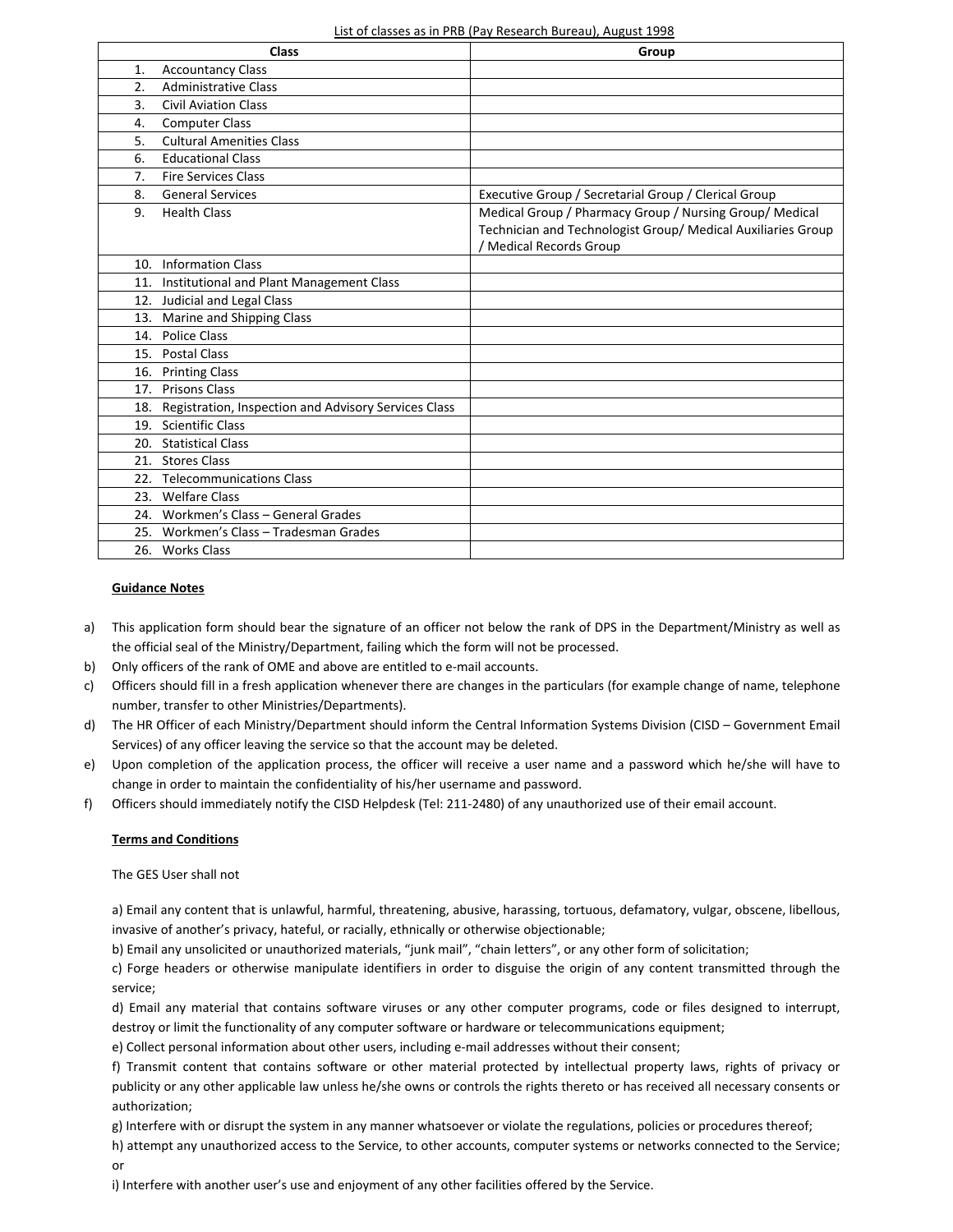List of classes as in PRB (Pay Research Bureau), August 1998

| Class | Group |
|---|---|
| 1. Accountancy Class | |
| 2. Administrative Class | |
| 3. Civil Aviation Class | |
| 4. Computer Class | |
| 5. Cultural Amenities Class | |
| 6. Educational Class | |
| 7. Fire Services Class | |
| 8. General Services | Executive Group / Secretarial Group / Clerical Group |
| 9. Health Class | Medical Group / Pharmacy Group / Nursing Group/ Medical Technician and Technologist Group/ Medical Auxiliaries Group / Medical Records Group |
| 10. Information Class | |
| 11. Institutional and Plant Management Class | |
| 12. Judicial and Legal Class | |
| 13. Marine and Shipping Class | |
| 14. Police Class | |
| 15. Postal Class | |
| 16. Printing Class | |
| 17. Prisons Class | |
| 18. Registration, Inspection and Advisory Services Class | |
| 19. Scientific Class | |
| 20. Statistical Class | |
| 21. Stores Class | |
| 22. Telecommunications Class | |
| 23. Welfare Class | |
| 24. Workmen's Class – General Grades | |
| 25. Workmen's Class – Tradesman Grades | |
| 26. Works Class | |

**Guidance Notes**

a) This application form should bear the signature of an officer not below the rank of DPS in the Department/Ministry as well as the official seal of the Ministry/Department, failing which the form will not be processed.

b) Only officers of the rank of OME and above are entitled to e-mail accounts.

c) Officers should fill in a fresh application whenever there are changes in the particulars (for example change of name, telephone number, transfer to other Ministries/Departments).

d) The HR Officer of each Ministry/Department should inform the Central Information Systems Division (CISD – Government Email Services) of any officer leaving the service so that the account may be deleted.

e) Upon completion of the application process, the officer will receive a user name and a password which he/she will have to change in order to maintain the confidentiality of his/her username and password.

f) Officers should immediately notify the CISD Helpdesk (Tel: 211-2480) of any unauthorized use of their email account.

**Terms and Conditions**

The GES User shall not

a) Email any content that is unlawful, harmful, threatening, abusive, harassing, tortuous, defamatory, vulgar, obscene, libellous, invasive of another's privacy, hateful, or racially, ethnically or otherwise objectionable;

b) Email any unsolicited or unauthorized materials, "junk mail", "chain letters", or any other form of solicitation;

c) Forge headers or otherwise manipulate identifiers in order to disguise the origin of any content transmitted through the service;

d) Email any material that contains software viruses or any other computer programs, code or files designed to interrupt, destroy or limit the functionality of any computer software or hardware or telecommunications equipment;

e) Collect personal information about other users, including e-mail addresses without their consent;

f) Transmit content that contains software or other material protected by intellectual property laws, rights of privacy or publicity or any other applicable law unless he/she owns or controls the rights thereto or has received all necessary consents or authorization;

g) Interfere with or disrupt the system in any manner whatsoever or violate the regulations, policies or procedures thereof;

h) attempt any unauthorized access to the Service, to other accounts, computer systems or networks connected to the Service; or

i) Interfere with another user's use and enjoyment of any other facilities offered by the Service.